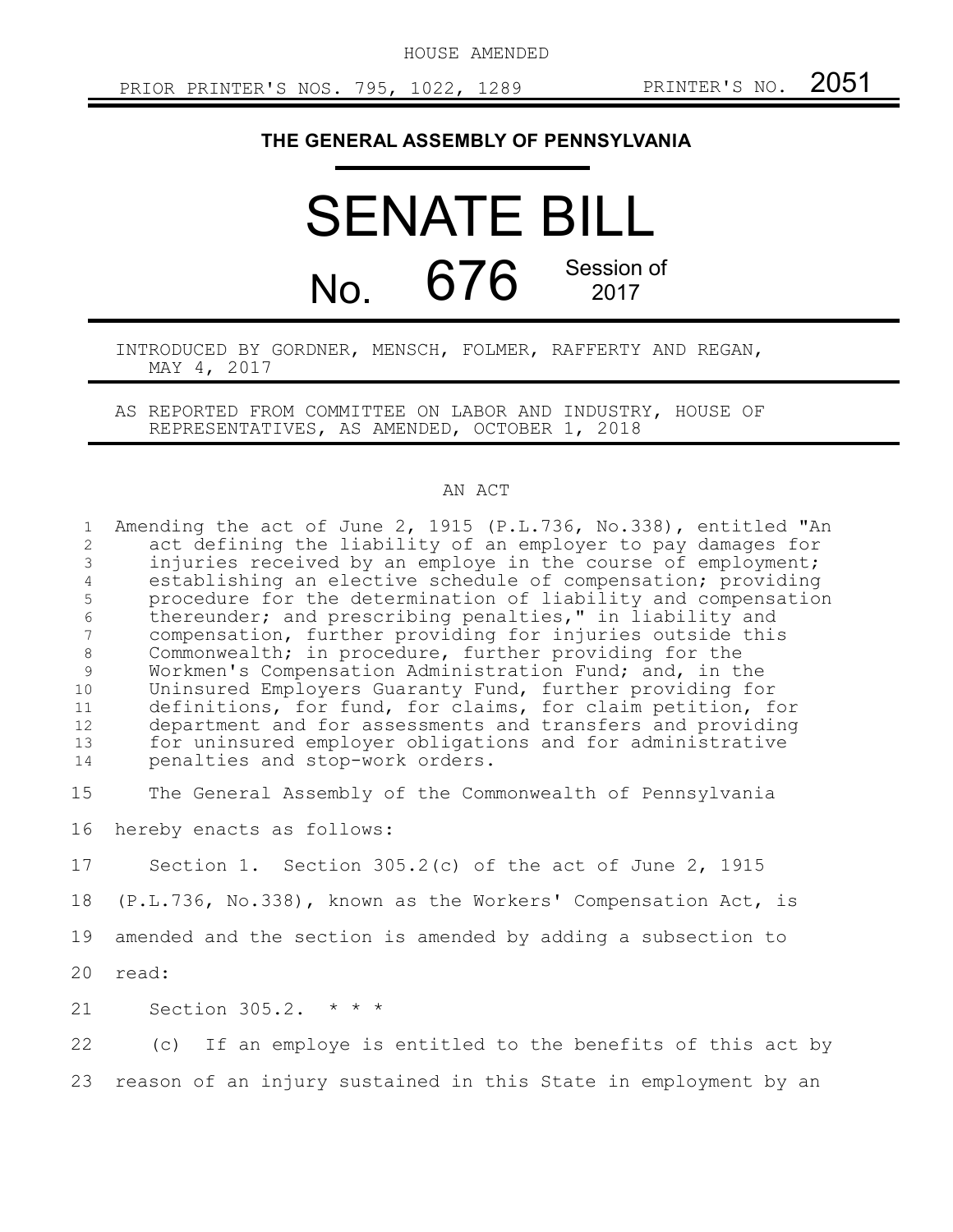HOUSE AMENDED

PRIOR PRINTER'S NOS. 795, 1022, 1289 PRINTER'S NO. 2051

# THE GENERAL ASSEMBLY OF PENNSYLVANIA

# SENATE BILL

## No. 676 Session of 2017

INTRODUCED BY GORDNER, MENSCH, FOLMER, RAFFERTY AND REGAN, MAY 4, 2017

AS REPORTED FROM COMMITTEE ON LABOR AND INDUSTRY, HOUSE OF REPRESENTATIVES, AS AMENDED, OCTOBER 1, 2018

AN ACT

Amending the act of June 2, 1915 (P.L.736, No.338), entitled "An act defining the liability of an employer to pay damages for injuries received by an employe in the course of employment; establishing an elective schedule of compensation; providing procedure for the determination of liability and compensation thereunder; and prescribing penalties," in liability and compensation, further providing for injuries outside this Commonwealth; in procedure, further providing for the Workmen's Compensation Administration Fund; and, in the Uninsured Employers Guaranty Fund, further providing for definitions, for fund, for claims, for claim petition, for department and for assessments and transfers and providing for uninsured employer obligations and for administrative penalties and stop-work orders.

The General Assembly of the Commonwealth of Pennsylvania hereby enacts as follows:

Section 1. Section 305.2(c) of the act of June 2, 1915 (P.L.736, No.338), known as the Workers' Compensation Act, is amended and the section is amended by adding a subsection to read:

Section 305.2. * * *

(c) If an employe is entitled to the benefits of this act by reason of an injury sustained in this State in employment by an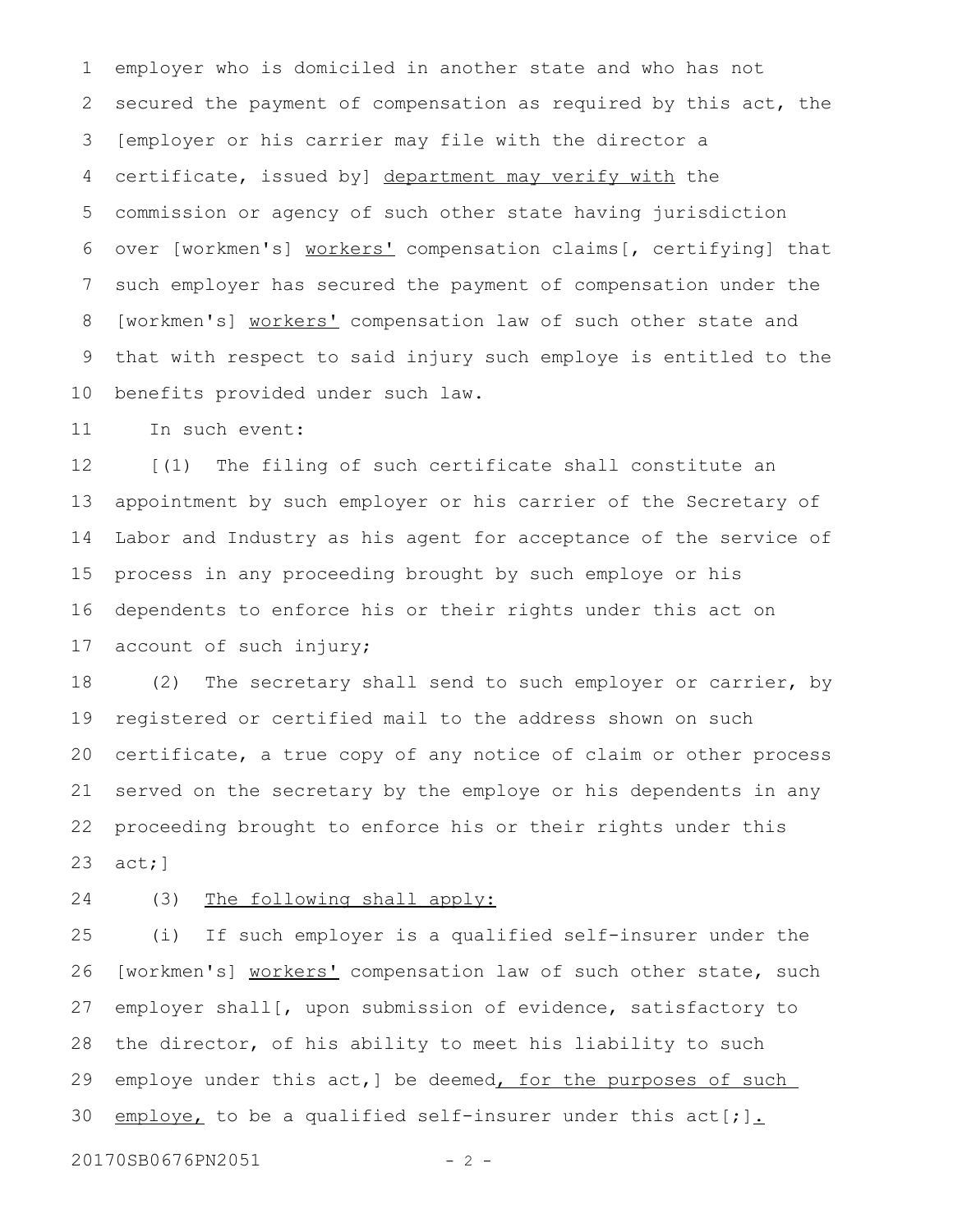employer who is domiciled in another state and who has not secured the payment of compensation as required by this act, the [employer or his carrier may file with the director a certificate, issued by] <u>department may verify with</u> the commission or agency of such other state having jurisdiction over [workmen's] <u>workers'</u> compensation claims[, certifying] that such employer has secured the payment of compensation under the [workmen's] <u>workers'</u> compensation law of such other state and that with respect to said injury such employe is entitled to the benefits provided under such law.

In such event:

[(1) The filing of such certificate shall constitute an appointment by such employer or his carrier of the Secretary of Labor and Industry as his agent for acceptance of the service of process in any proceeding brought by such employe or his dependents to enforce his or their rights under this act on account of such injury;

(2) The secretary shall send to such employer or carrier, by registered or certified mail to the address shown on such certificate, a true copy of any notice of claim or other process served on the secretary by the employe or his dependents in any proceeding brought to enforce his or their rights under this act;]

(3) <u>The following shall apply:</u>

(i) If such employer is a qualified self-insurer under the [workmen's] <u>workers'</u> compensation law of such other state, such employer shall[, upon submission of evidence, satisfactory to the director, of his ability to meet his liability to such employe under this act,] be deemed<u>, for the purposes of such employe,</u> to be a qualified self-insurer under this act[;]<u>.</u>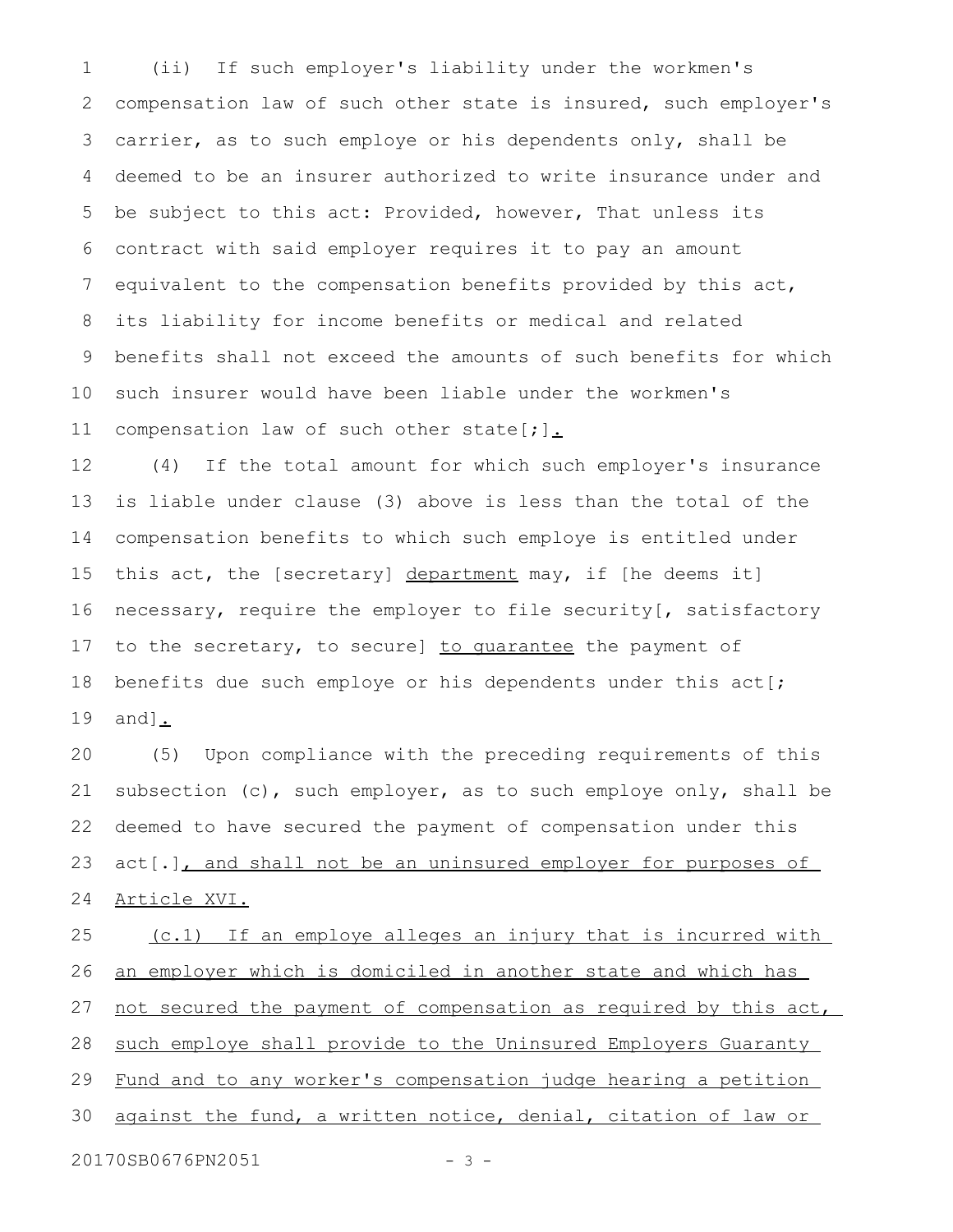(ii) If such employer's liability under the workmen's compensation law of such other state is insured, such employer's carrier, as to such employe or his dependents only, shall be deemed to be an insurer authorized to write insurance under and be subject to this act: Provided, however, That unless its contract with said employer requires it to pay an amount equivalent to the compensation benefits provided by this act, its liability for income benefits or medical and related benefits shall not exceed the amounts of such benefits for which such insurer would have been liable under the workmen's compensation law of such other state[;].

(4) If the total amount for which such employer's insurance is liable under clause (3) above is less than the total of the compensation benefits to which such employe is entitled under this act, the [secretary] department may, if [he deems it] necessary, require the employer to file security[, satisfactory to the secretary, to secure] to guarantee the payment of benefits due such employe or his dependents under this act[; and].

(5) Upon compliance with the preceding requirements of this subsection (c), such employer, as to such employe only, shall be deemed to have secured the payment of compensation under this act[.], and shall not be an uninsured employer for purposes of Article XVI.

(c.1) If an employe alleges an injury that is incurred with an employer which is domiciled in another state and which has not secured the payment of compensation as required by this act, such employe shall provide to the Uninsured Employers Guaranty Fund and to any worker's compensation judge hearing a petition against the fund, a written notice, denial, citation of law or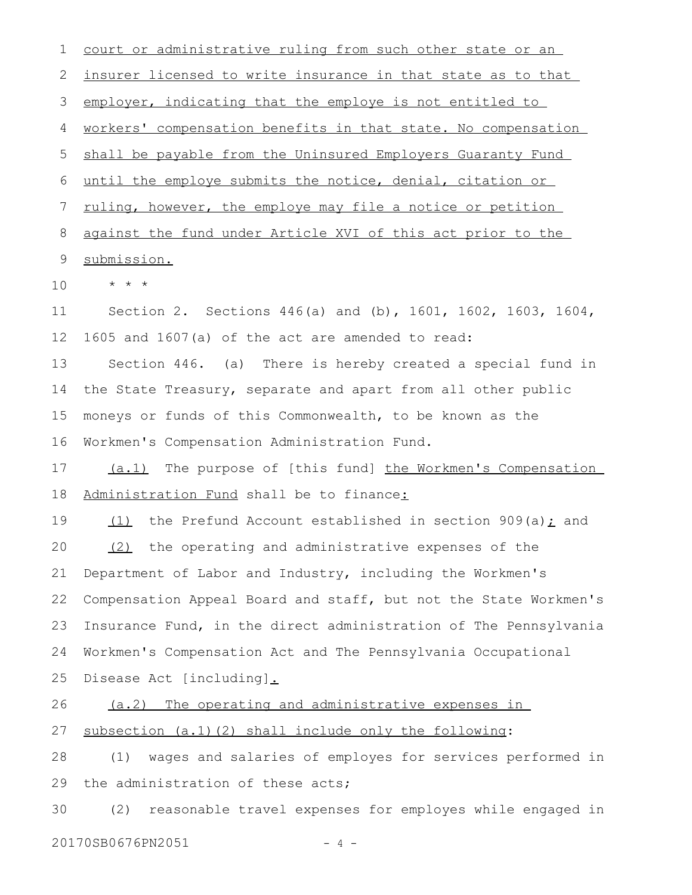court or administrative ruling from such other state or an insurer licensed to write insurance in that state as to that employer, indicating that the employe is not entitled to workers' compensation benefits in that state. No compensation shall be payable from the Uninsured Employers Guaranty Fund until the employe submits the notice, denial, citation or ruling, however, the employe may file a notice or petition against the fund under Article XVI of this act prior to the submission.

\* \* \*

Section 2. Sections 446(a) and (b), 1601, 1602, 1603, 1604, 1605 and 1607(a) of the act are amended to read:

Section 446. (a) There is hereby created a special fund in the State Treasury, separate and apart from all other public moneys or funds of this Commonwealth, to be known as the Workmen's Compensation Administration Fund.

(a.1) The purpose of [this fund] the Workmen's Compensation Administration Fund shall be to finance:

(1) the Prefund Account established in section 909(a); and

(2) the operating and administrative expenses of the Department of Labor and Industry, including the Workmen's Compensation Appeal Board and staff, but not the State Workmen's Insurance Fund, in the direct administration of The Pennsylvania Workmen's Compensation Act and The Pennsylvania Occupational Disease Act [including].

(a.2) The operating and administrative expenses in subsection (a.1)(2) shall include only the following:

(1) wages and salaries of employes for services performed in the administration of these acts;

(2) reasonable travel expenses for employes while engaged in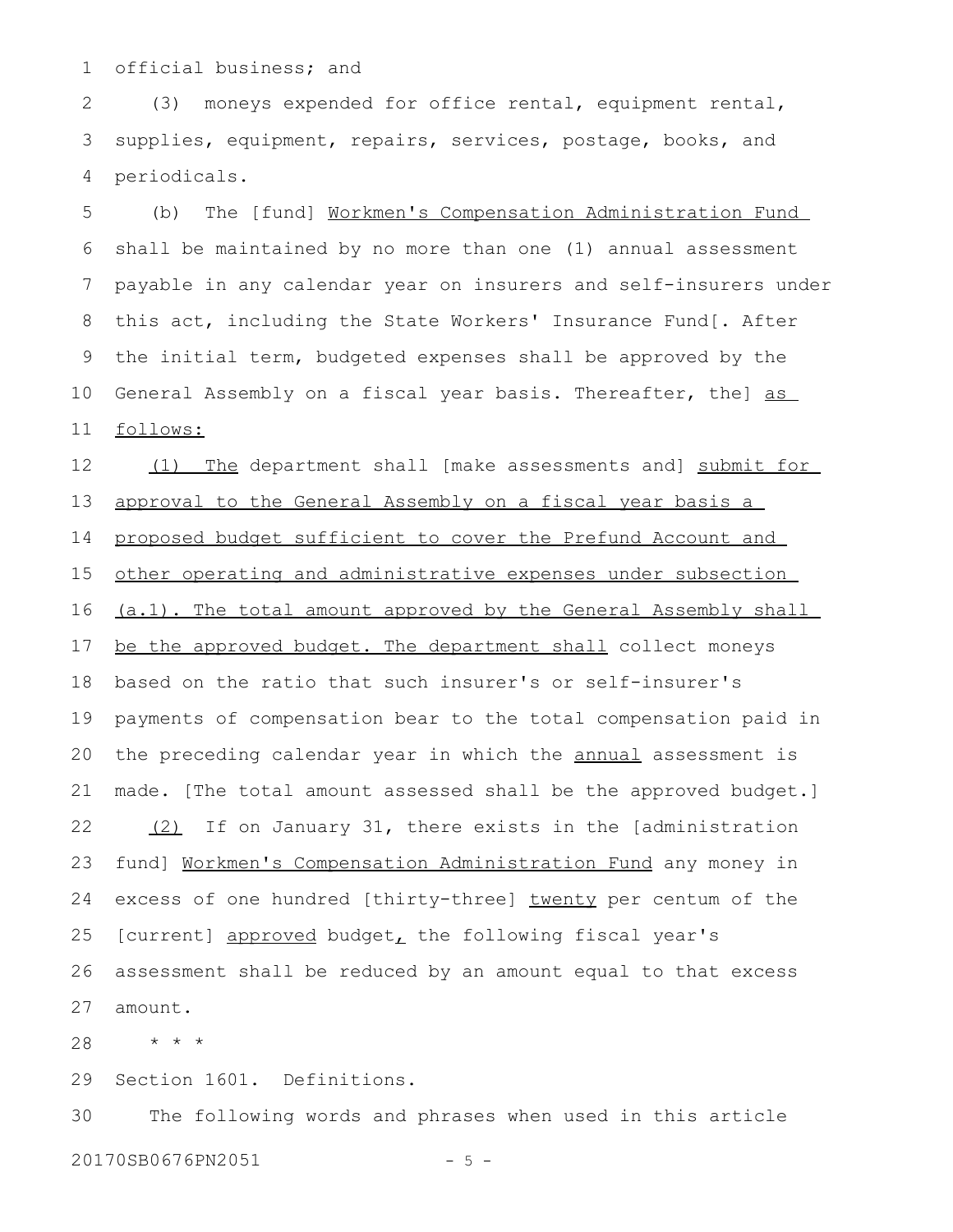official business; and

(3) moneys expended for office rental, equipment rental, supplies, equipment, repairs, services, postage, books, and periodicals.

(b) The [fund] Workmen's Compensation Administration Fund shall be maintained by no more than one (1) annual assessment payable in any calendar year on insurers and self-insurers under this act, including the State Workers' Insurance Fund[. After the initial term, budgeted expenses shall be approved by the General Assembly on a fiscal year basis. Thereafter, the] as follows:

(1) The department shall [make assessments and] submit for approval to the General Assembly on a fiscal year basis a proposed budget sufficient to cover the Prefund Account and other operating and administrative expenses under subsection (a.1). The total amount approved by the General Assembly shall be the approved budget. The department shall collect moneys based on the ratio that such insurer's or self-insurer's payments of compensation bear to the total compensation paid in the preceding calendar year in which the annual assessment is made. [The total amount assessed shall be the approved budget.]

(2) If on January 31, there exists in the [administration fund] Workmen's Compensation Administration Fund any money in excess of one hundred [thirty-three] twenty per centum of the [current] approved budget, the following fiscal year's assessment shall be reduced by an amount equal to that excess amount.

\* \* \*

Section 1601. Definitions.

The following words and phrases when used in this article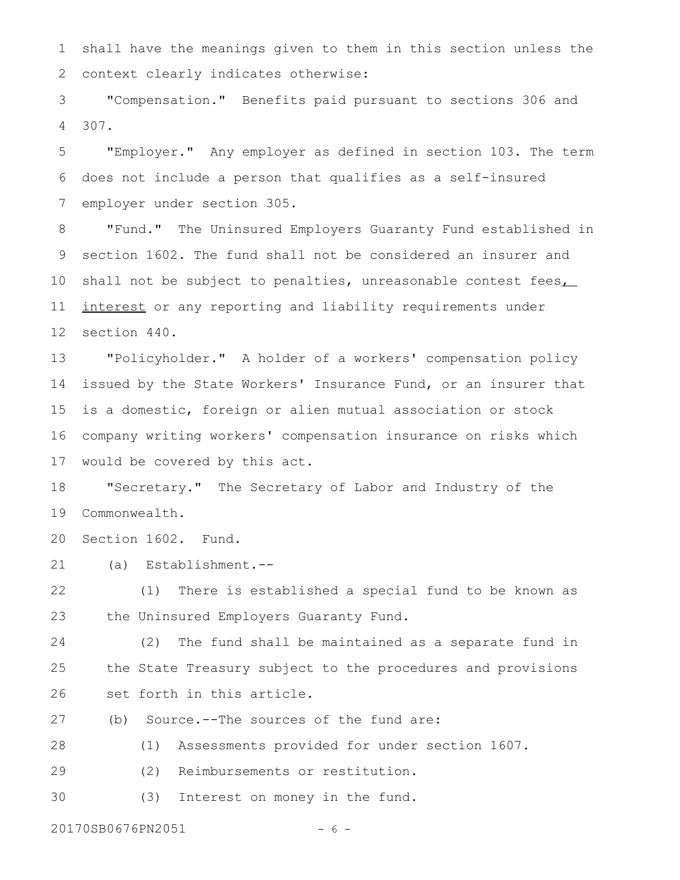shall have the meanings given to them in this section unless the context clearly indicates otherwise:

"Compensation." Benefits paid pursuant to sections 306 and 307.

"Employer." Any employer as defined in section 103. The term does not include a person that qualifies as a self-insured employer under section 305.

"Fund." The Uninsured Employers Guaranty Fund established in section 1602. The fund shall not be considered an insurer and shall not be subject to penalties, unreasonable contest fees, interest or any reporting and liability requirements under section 440.

"Policyholder." A holder of a workers' compensation policy issued by the State Workers' Insurance Fund, or an insurer that is a domestic, foreign or alien mutual association or stock company writing workers' compensation insurance on risks which would be covered by this act.

"Secretary." The Secretary of Labor and Industry of the Commonwealth.

Section 1602. Fund.

(a) Establishment.--

(1) There is established a special fund to be known as the Uninsured Employers Guaranty Fund.

(2) The fund shall be maintained as a separate fund in the State Treasury subject to the procedures and provisions set forth in this article.

(b) Source.--The sources of the fund are:

(1) Assessments provided for under section 1607.

(2) Reimbursements or restitution.

(3) Interest on money in the fund.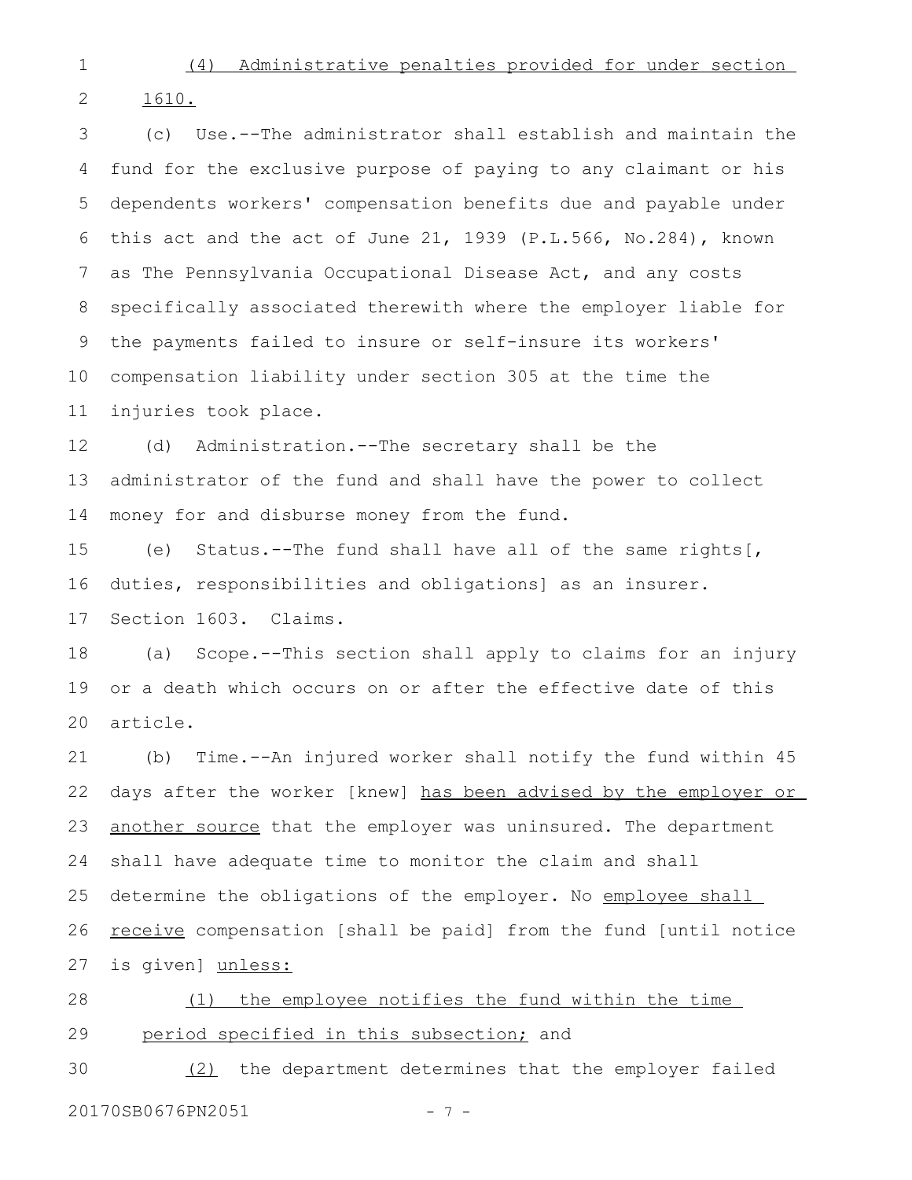(4) Administrative penalties provided for under section 1610.

(c) Use.--The administrator shall establish and maintain the fund for the exclusive purpose of paying to any claimant or his dependents workers' compensation benefits due and payable under this act and the act of June 21, 1939 (P.L.566, No.284), known as The Pennsylvania Occupational Disease Act, and any costs specifically associated therewith where the employer liable for the payments failed to insure or self-insure its workers' compensation liability under section 305 at the time the injuries took place.

(d) Administration.--The secretary shall be the administrator of the fund and shall have the power to collect money for and disburse money from the fund.

(e) Status.--The fund shall have all of the same rights[, duties, responsibilities and obligations] as an insurer.

Section 1603. Claims.

(a) Scope.--This section shall apply to claims for an injury or a death which occurs on or after the effective date of this article.

(b) Time.--An injured worker shall notify the fund within 45 days after the worker [knew] has been advised by the employer or another source that the employer was uninsured. The department shall have adequate time to monitor the claim and shall determine the obligations of the employer. No employee shall receive compensation [shall be paid] from the fund [until notice is given] unless:

(1) the employee notifies the fund within the time period specified in this subsection; and

(2) the department determines that the employer failed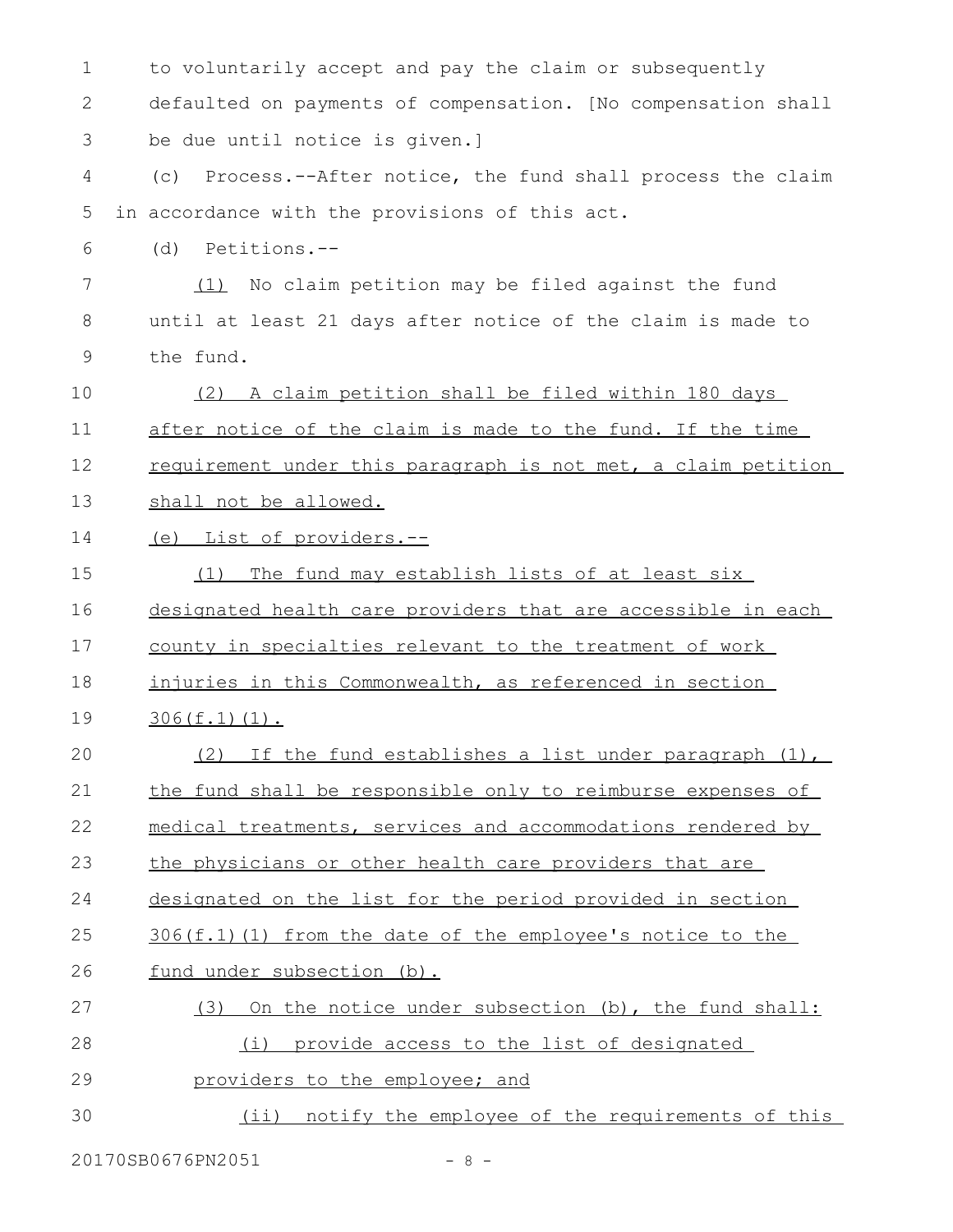to voluntarily accept and pay the claim or subsequently defaulted on payments of compensation. [No compensation shall be due until notice is given.]

(c) Process.--After notice, the fund shall process the claim in accordance with the provisions of this act.

(d) Petitions.--

(1) No claim petition may be filed against the fund until at least 21 days after notice of the claim is made to the fund.

(2) A claim petition shall be filed within 180 days after notice of the claim is made to the fund. If the time requirement under this paragraph is not met, a claim petition shall not be allowed.

(e) List of providers.--

(1) The fund may establish lists of at least six designated health care providers that are accessible in each county in specialties relevant to the treatment of work injuries in this Commonwealth, as referenced in section 306(f.1)(1).

(2) If the fund establishes a list under paragraph (1), the fund shall be responsible only to reimburse expenses of medical treatments, services and accommodations rendered by the physicians or other health care providers that are designated on the list for the period provided in section 306(f.1)(1) from the date of the employee's notice to the fund under subsection (b).

(3) On the notice under subsection (b), the fund shall:

(i) provide access to the list of designated providers to the employee; and

(ii) notify the employee of the requirements of this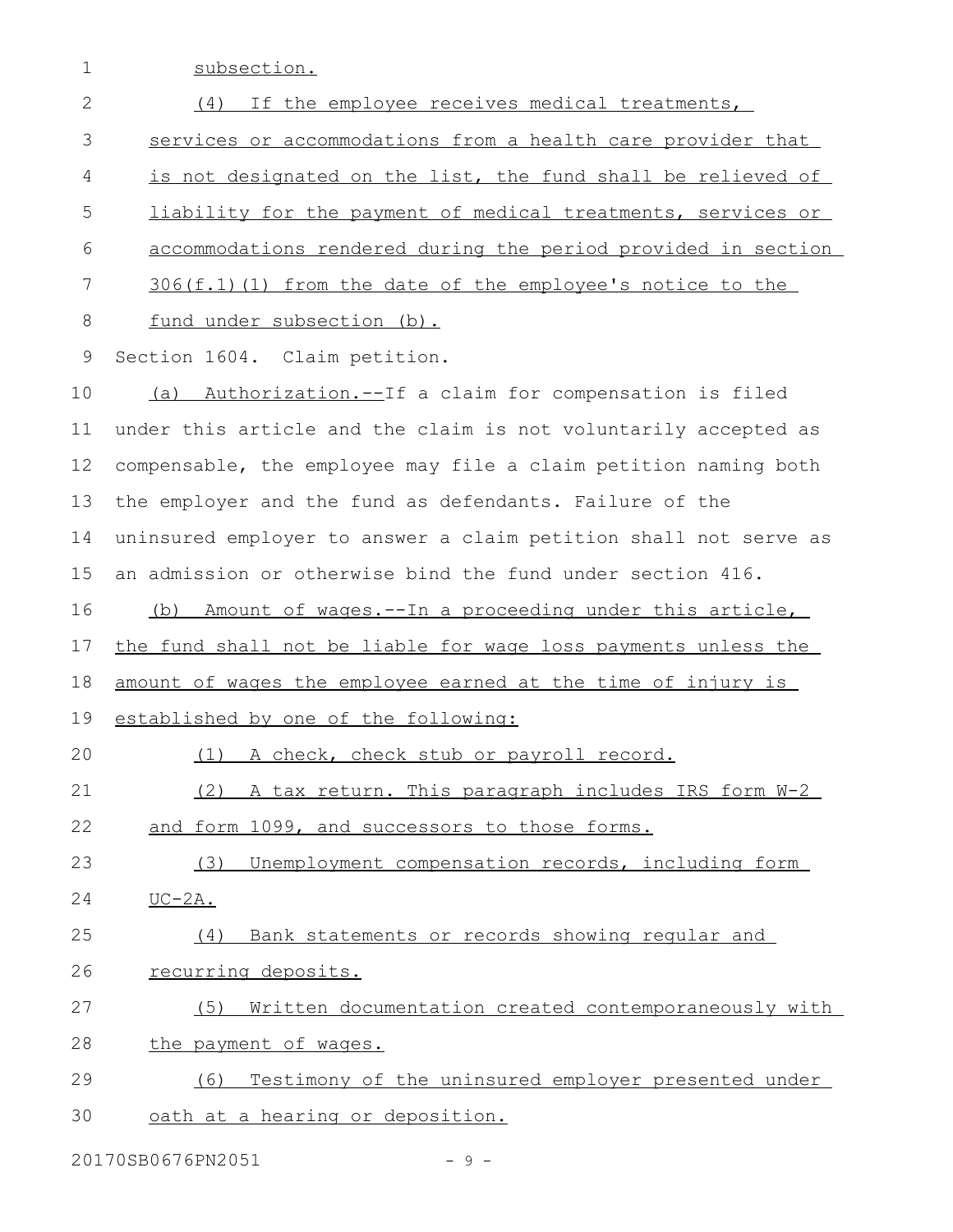subsection.

(4) If the employee receives medical treatments, services or accommodations from a health care provider that is not designated on the list, the fund shall be relieved of liability for the payment of medical treatments, services or accommodations rendered during the period provided in section 306(f.1)(1) from the date of the employee's notice to the fund under subsection (b).

Section 1604. Claim petition.

(a) Authorization.--If a claim for compensation is filed under this article and the claim is not voluntarily accepted as compensable, the employee may file a claim petition naming both the employer and the fund as defendants. Failure of the uninsured employer to answer a claim petition shall not serve as an admission or otherwise bind the fund under section 416.

(b) Amount of wages.--In a proceeding under this article, the fund shall not be liable for wage loss payments unless the amount of wages the employee earned at the time of injury is established by one of the following:

(1) A check, check stub or payroll record.

(2) A tax return. This paragraph includes IRS form W-2 and form 1099, and successors to those forms.

(3) Unemployment compensation records, including form UC-2A.

(4) Bank statements or records showing regular and recurring deposits.

(5) Written documentation created contemporaneously with the payment of wages.

(6) Testimony of the uninsured employer presented under oath at a hearing or deposition.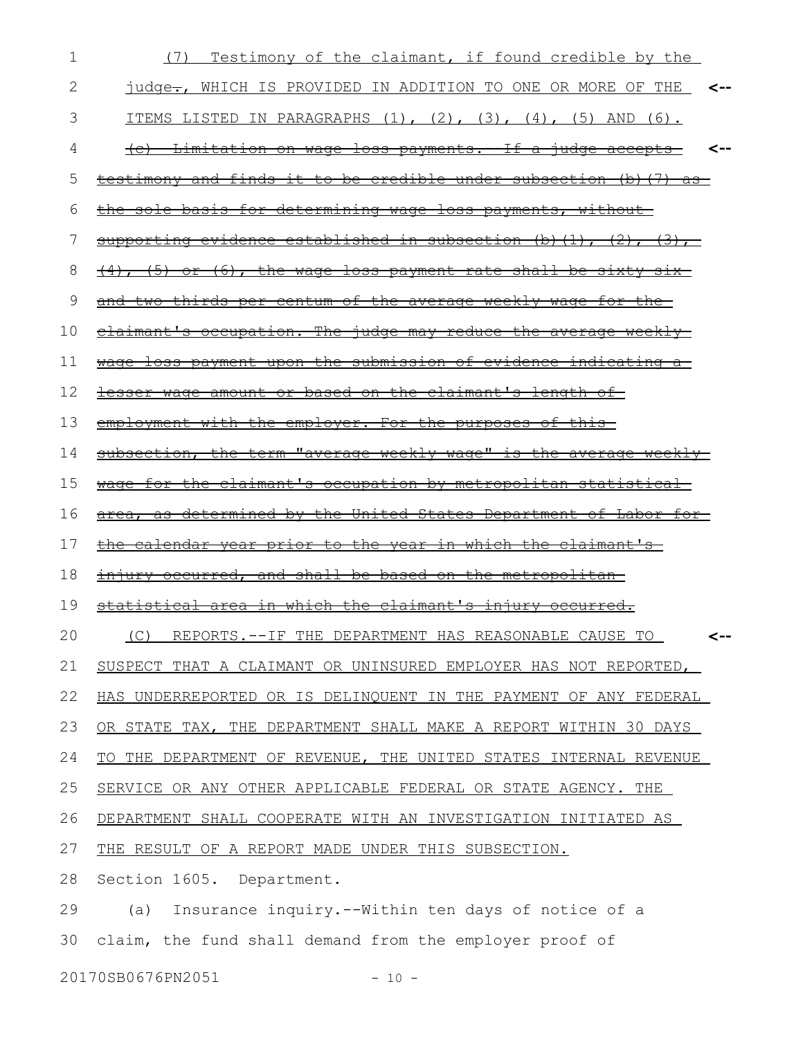(7) Testimony of the claimant, if found credible by the judge~~.~~, WHICH IS PROVIDED IN ADDITION TO ONE OR MORE OF THE ITEMS LISTED IN PARAGRAPHS (1), (2), (3), (4), (5) AND (6).

~~(c) Limitation on wage loss payments.--If a judge accepts testimony and finds it to be credible under subsection (b)(7) as the sole basis for determining wage loss payments, without supporting evidence established in subsection (b)(1), (2), (3), (4), (5) or (6), the wage loss payment rate shall be sixty-six and two-thirds per centum of the average weekly wage for the claimant's occupation. The judge may reduce the average weekly wage loss payment upon the submission of evidence indicating a lesser wage amount or based on the claimant's length of employment with the employer. For the purposes of this subsection, the term "average weekly wage" is the average weekly wage for the claimant's occupation by metropolitan statistical area, as determined by the United States Department of Labor for the calendar year prior to the year in which the claimant's injury occurred, and shall be based on the metropolitan statistical area in which the claimant's injury occurred.~~

(C) REPORTS.--IF THE DEPARTMENT HAS REASONABLE CAUSE TO SUSPECT THAT A CLAIMANT OR UNINSURED EMPLOYER HAS NOT REPORTED, HAS UNDERREPORTED OR IS DELINQUENT IN THE PAYMENT OF ANY FEDERAL OR STATE TAX, THE DEPARTMENT SHALL MAKE A REPORT WITHIN 30 DAYS TO THE DEPARTMENT OF REVENUE, THE UNITED STATES INTERNAL REVENUE SERVICE OR ANY OTHER APPLICABLE FEDERAL OR STATE AGENCY. THE DEPARTMENT SHALL COOPERATE WITH AN INVESTIGATION INITIATED AS THE RESULT OF A REPORT MADE UNDER THIS SUBSECTION.

Section 1605. Department.

(a) Insurance inquiry.--Within ten days of notice of a claim, the fund shall demand from the employer proof of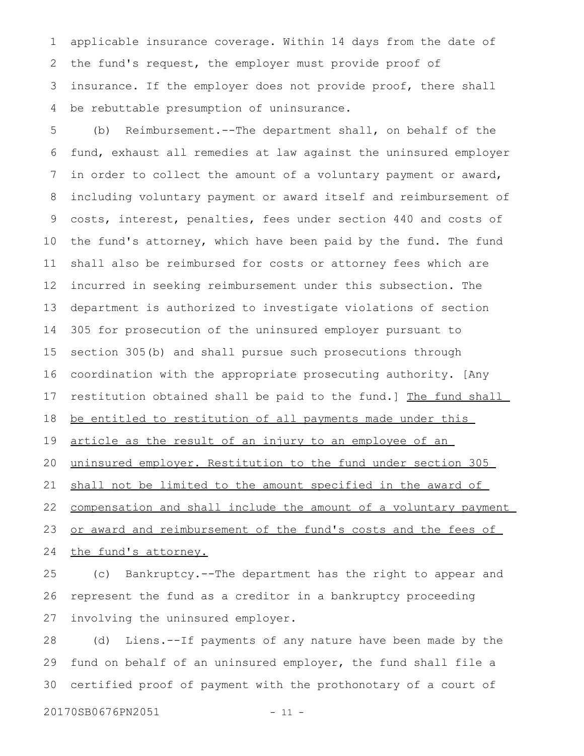applicable insurance coverage. Within 14 days from the date of the fund's request, the employer must provide proof of insurance. If the employer does not provide proof, there shall be rebuttable presumption of uninsurance.

(b) Reimbursement.--The department shall, on behalf of the fund, exhaust all remedies at law against the uninsured employer in order to collect the amount of a voluntary payment or award, including voluntary payment or award itself and reimbursement of costs, interest, penalties, fees under section 440 and costs of the fund's attorney, which have been paid by the fund. The fund shall also be reimbursed for costs or attorney fees which are incurred in seeking reimbursement under this subsection. The department is authorized to investigate violations of section 305 for prosecution of the uninsured employer pursuant to section 305(b) and shall pursue such prosecutions through coordination with the appropriate prosecuting authority. [Any restitution obtained shall be paid to the fund.] <u>The fund shall be entitled to restitution of all payments made under this article as the result of an injury to an employee of an uninsured employer. Restitution to the fund under section 305 shall not be limited to the amount specified in the award of compensation and shall include the amount of a voluntary payment or award and reimbursement of the fund's costs and the fees of the fund's attorney.</u>

(c) Bankruptcy.--The department has the right to appear and represent the fund as a creditor in a bankruptcy proceeding involving the uninsured employer.

(d) Liens.--If payments of any nature have been made by the fund on behalf of an uninsured employer, the fund shall file a certified proof of payment with the prothonotary of a court of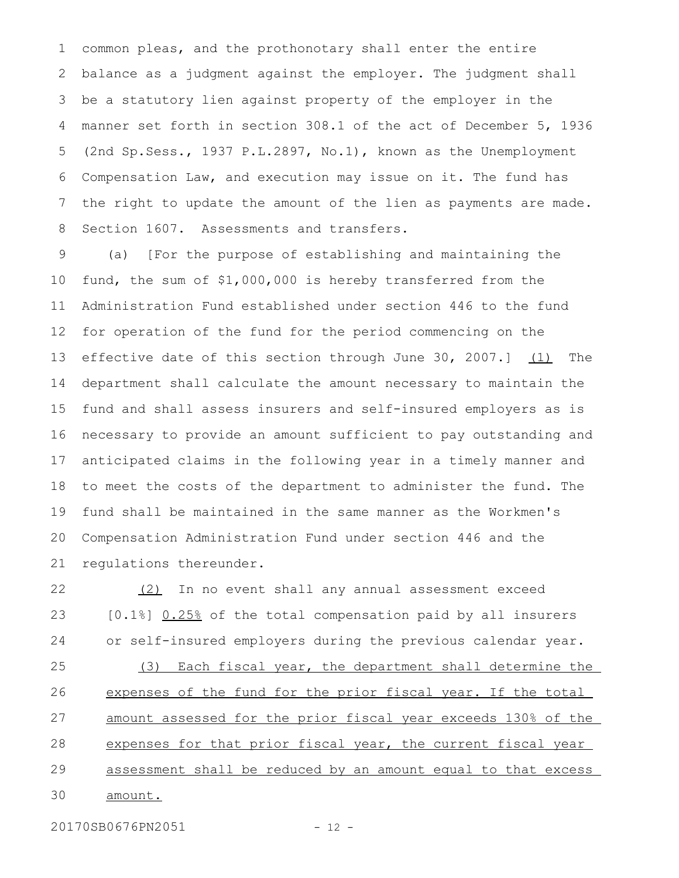common pleas, and the prothonotary shall enter the entire balance as a judgment against the employer. The judgment shall be a statutory lien against property of the employer in the manner set forth in section 308.1 of the act of December 5, 1936 (2nd Sp.Sess., 1937 P.L.2897, No.1), known as the Unemployment Compensation Law, and execution may issue on it. The fund has the right to update the amount of the lien as payments are made.

Section 1607. Assessments and transfers.

(a) [For the purpose of establishing and maintaining the fund, the sum of $1,000,000 is hereby transferred from the Administration Fund established under section 446 to the fund for operation of the fund for the period commencing on the effective date of this section through June 30, 2007.] <u>(1)</u> The department shall calculate the amount necessary to maintain the fund and shall assess insurers and self-insured employers as is necessary to provide an amount sufficient to pay outstanding and anticipated claims in the following year in a timely manner and to meet the costs of the department to administer the fund. The fund shall be maintained in the same manner as the Workmen's Compensation Administration Fund under section 446 and the regulations thereunder.

<u>(2)</u> In no event shall any annual assessment exceed [0.1%] <u>0.25%</u> of the total compensation paid by all insurers or self-insured employers during the previous calendar year.

<u>(3) Each fiscal year, the department shall determine the expenses of the fund for the prior fiscal year. If the total amount assessed for the prior fiscal year exceeds 130% of the expenses for that prior fiscal year, the current fiscal year assessment shall be reduced by an amount equal to that excess amount.</u>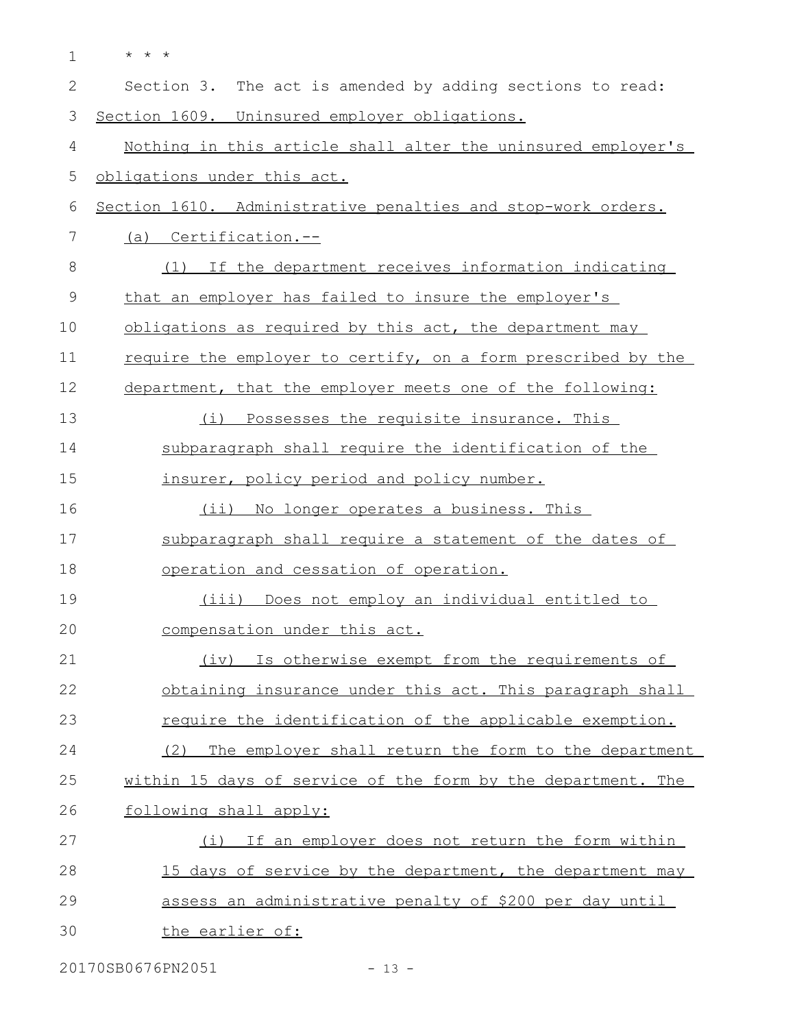\* \* \*

Section 3. The act is amended by adding sections to read:

Section 1609. Uninsured employer obligations.

Nothing in this article shall alter the uninsured employer's obligations under this act.

Section 1610. Administrative penalties and stop-work orders.

(a) Certification.--

(1) If the department receives information indicating that an employer has failed to insure the employer's obligations as required by this act, the department may require the employer to certify, on a form prescribed by the department, that the employer meets one of the following:

(i) Possesses the requisite insurance. This subparagraph shall require the identification of the insurer, policy period and policy number.

(ii) No longer operates a business. This subparagraph shall require a statement of the dates of operation and cessation of operation.

(iii) Does not employ an individual entitled to compensation under this act.

(iv) Is otherwise exempt from the requirements of obtaining insurance under this act. This paragraph shall require the identification of the applicable exemption.

(2) The employer shall return the form to the department within 15 days of service of the form by the department. The following shall apply:

(i) If an employer does not return the form within 15 days of service by the department, the department may assess an administrative penalty of $200 per day until the earlier of: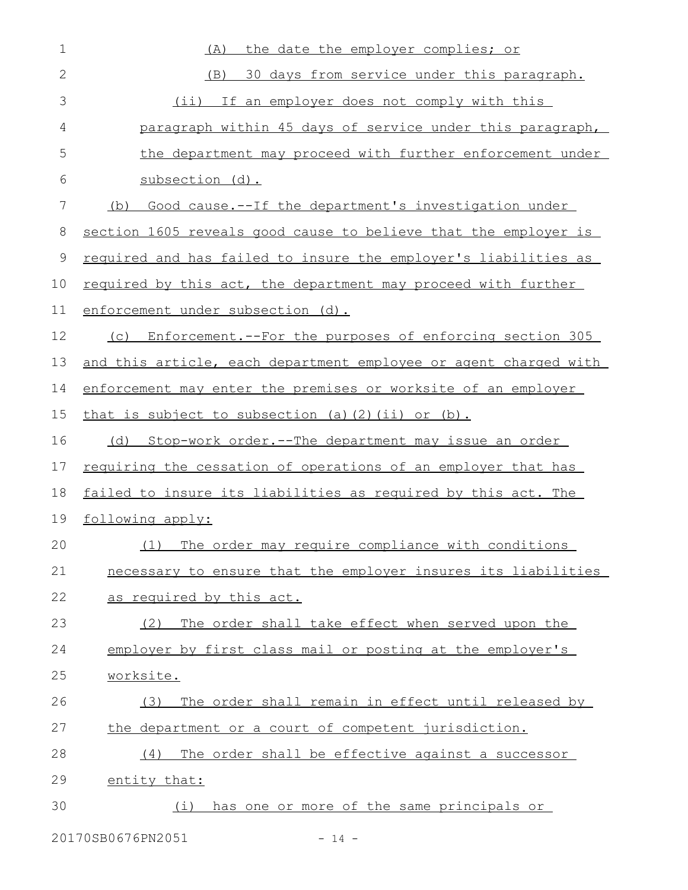(A) the date the employer complies; or

(B) 30 days from service under this paragraph.

(ii) If an employer does not comply with this paragraph within 45 days of service under this paragraph, the department may proceed with further enforcement under subsection (d).

(b) Good cause.--If the department's investigation under section 1605 reveals good cause to believe that the employer is required and has failed to insure the employer's liabilities as required by this act, the department may proceed with further enforcement under subsection (d).

(c) Enforcement.--For the purposes of enforcing section 305 and this article, each department employee or agent charged with enforcement may enter the premises or worksite of an employer that is subject to subsection (a)(2)(ii) or (b).

(d) Stop-work order.--The department may issue an order requiring the cessation of operations of an employer that has failed to insure its liabilities as required by this act. The following apply:

(1) The order may require compliance with conditions necessary to ensure that the employer insures its liabilities as required by this act.

(2) The order shall take effect when served upon the employer by first class mail or posting at the employer's worksite.

(3) The order shall remain in effect until released by the department or a court of competent jurisdiction.

(4) The order shall be effective against a successor entity that:

(i) has one or more of the same principals or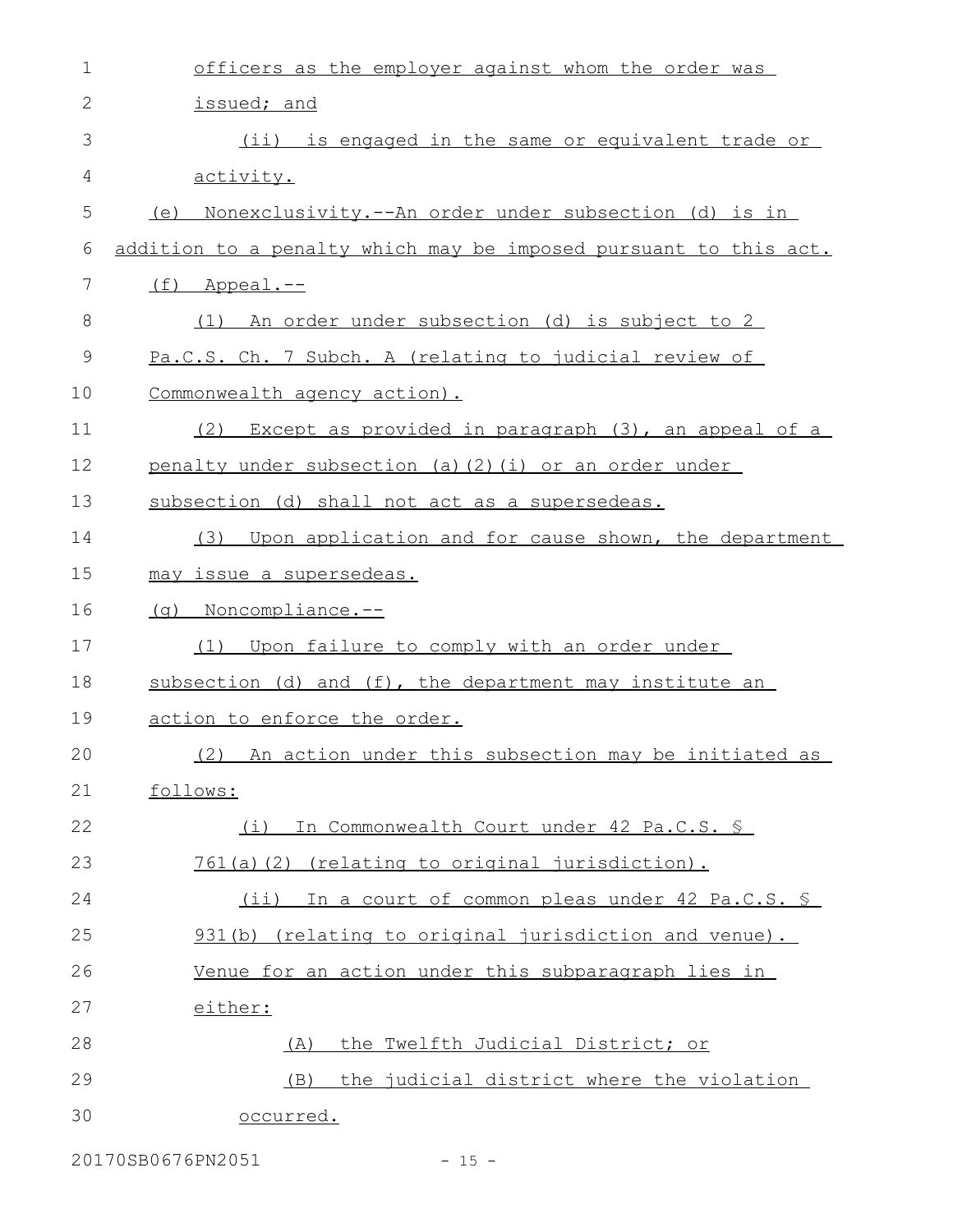officers as the employer against whom the order was issued; and

(ii) is engaged in the same or equivalent trade or activity.

(e) Nonexclusivity.--An order under subsection (d) is in addition to a penalty which may be imposed pursuant to this act.

(f) Appeal.--

(1) An order under subsection (d) is subject to 2 Pa.C.S. Ch. 7 Subch. A (relating to judicial review of Commonwealth agency action).

(2) Except as provided in paragraph (3), an appeal of a penalty under subsection (a)(2)(i) or an order under subsection (d) shall not act as a supersedeas.

(3) Upon application and for cause shown, the department may issue a supersedeas.

(g) Noncompliance.--

(1) Upon failure to comply with an order under subsection (d) and (f), the department may institute an action to enforce the order.

(2) An action under this subsection may be initiated as follows:

(i) In Commonwealth Court under 42 Pa.C.S. § 761(a)(2) (relating to original jurisdiction).

(ii) In a court of common pleas under 42 Pa.C.S. § 931(b) (relating to original jurisdiction and venue). Venue for an action under this subparagraph lies in either:

(A) the Twelfth Judicial District; or

(B) the judicial district where the violation occurred.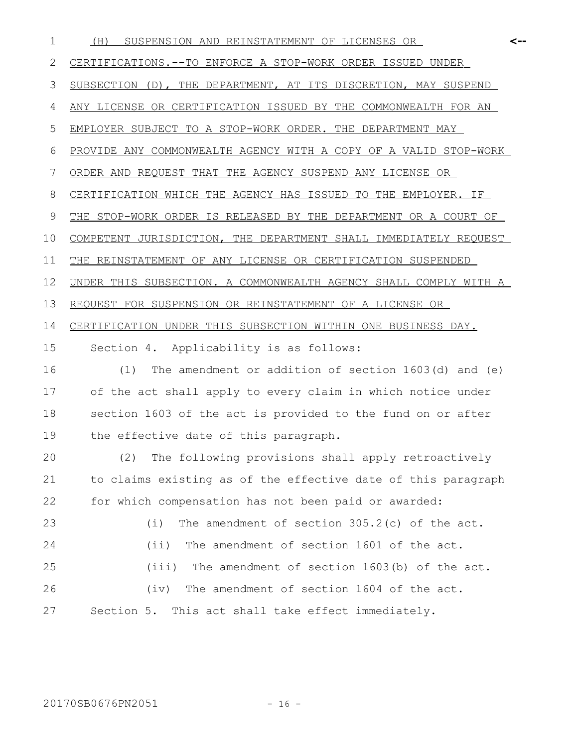(H) SUSPENSION AND REINSTATEMENT OF LICENSES OR CERTIFICATIONS.--TO ENFORCE A STOP-WORK ORDER ISSUED UNDER SUBSECTION (D), THE DEPARTMENT, AT ITS DISCRETION, MAY SUSPEND ANY LICENSE OR CERTIFICATION ISSUED BY THE COMMONWEALTH FOR AN EMPLOYER SUBJECT TO A STOP-WORK ORDER. THE DEPARTMENT MAY PROVIDE ANY COMMONWEALTH AGENCY WITH A COPY OF A VALID STOP-WORK ORDER AND REQUEST THAT THE AGENCY SUSPEND ANY LICENSE OR CERTIFICATION WHICH THE AGENCY HAS ISSUED TO THE EMPLOYER. IF THE STOP-WORK ORDER IS RELEASED BY THE DEPARTMENT OR A COURT OF COMPETENT JURISDICTION, THE DEPARTMENT SHALL IMMEDIATELY REQUEST THE REINSTATEMENT OF ANY LICENSE OR CERTIFICATION SUSPENDED UNDER THIS SUBSECTION. A COMMONWEALTH AGENCY SHALL COMPLY WITH A REQUEST FOR SUSPENSION OR REINSTATEMENT OF A LICENSE OR CERTIFICATION UNDER THIS SUBSECTION WITHIN ONE BUSINESS DAY.

Section 4. Applicability is as follows:

(1) The amendment or addition of section 1603(d) and (e) of the act shall apply to every claim in which notice under section 1603 of the act is provided to the fund on or after the effective date of this paragraph.

(2) The following provisions shall apply retroactively to claims existing as of the effective date of this paragraph for which compensation has not been paid or awarded:

(i) The amendment of section 305.2(c) of the act.

(ii) The amendment of section 1601 of the act.

(iii) The amendment of section 1603(b) of the act.

(iv) The amendment of section 1604 of the act.

Section 5. This act shall take effect immediately.